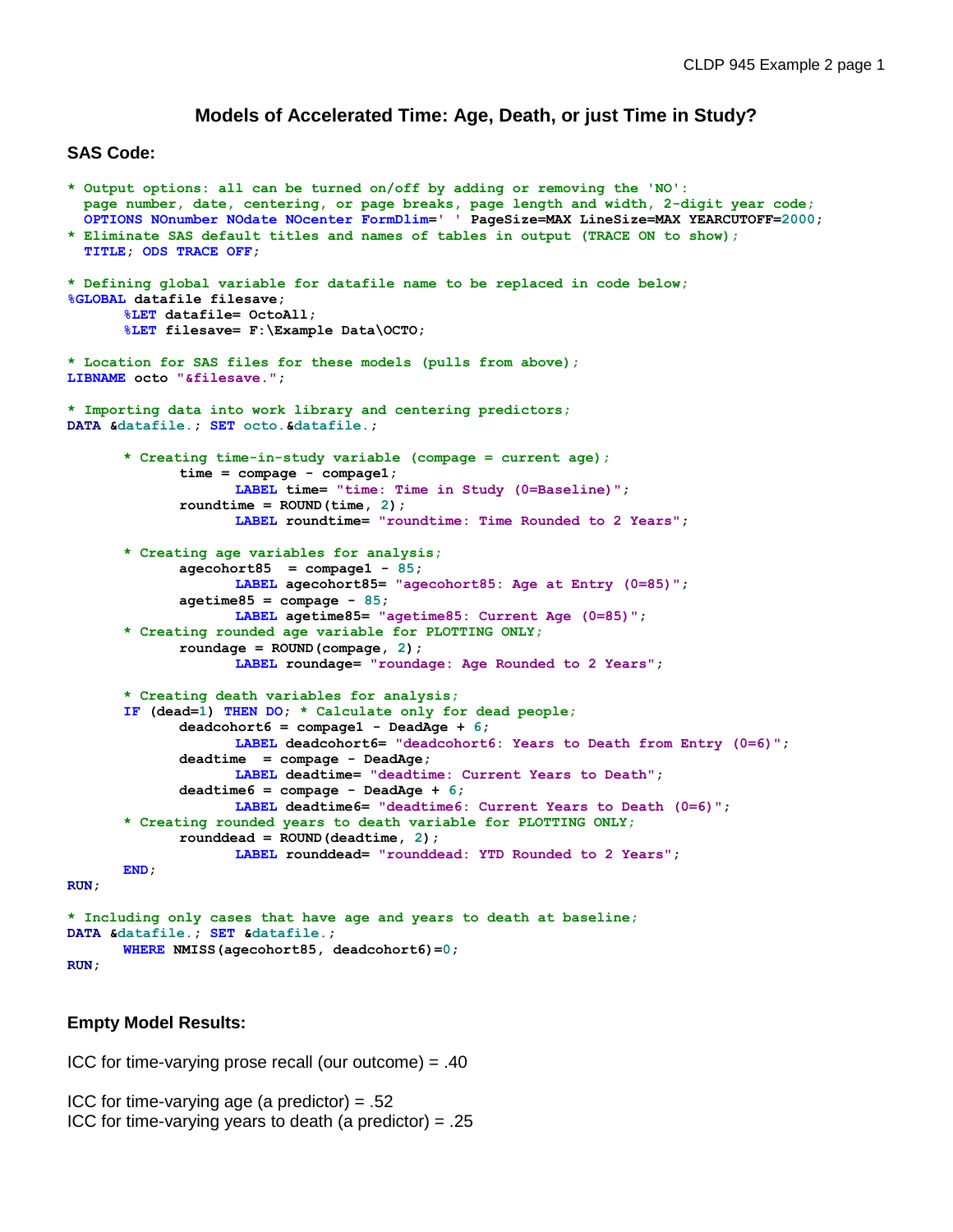# Models of Accelerated Time: Age, Death, or just Time in Study?

## SAS Code:

```
* Output options: all can be turned on/off by adding or removing the 'NO':
  page number, date, centering, or page breaks, page length and width, 2-digit year code;
  OPTIONS NOnumber NOdate NOcenter FormDlim=' ' PageSize=MAX LineSize=MAX YEARCUTOFF=2000;
* Eliminate SAS default titles and names of tables in output (TRACE ON to show);
  TITLE; ODS TRACE OFF;

* Defining global variable for datafile name to be replaced in code below;
%GLOBAL datafile filesave;
       %LET datafile= OctoAll;
       %LET filesave= F:\Example Data\OCTO;

* Location for SAS files for these models (pulls from above);
LIBNAME octo "&filesave.";

* Importing data into work library and centering predictors;
DATA &datafile.; SET octo.&datafile.;

       * Creating time-in-study variable (compage = current age);
              time = compage - compage1;
                     LABEL time= "time: Time in Study (0=Baseline)";
              roundtime = ROUND(time, 2);
                     LABEL roundtime= "roundtime: Time Rounded to 2 Years";

       * Creating age variables for analysis;
              agecohort85  = compage1 - 85;
                     LABEL agecohort85= "agecohort85: Age at Entry (0=85)";
              agetime85 = compage - 85;
                     LABEL agetime85= "agetime85: Current Age (0=85)";
       * Creating rounded age variable for PLOTTING ONLY;
              roundage = ROUND(compage, 2);
                     LABEL roundage= "roundage: Age Rounded to 2 Years";

       * Creating death variables for analysis;
       IF (dead=1) THEN DO; * Calculate only for dead people;
              deadcohort6 = compage1 - DeadAge + 6;
                     LABEL deadcohort6= "deadcohort6: Years to Death from Entry (0=6)";
              deadtime  = compage - DeadAge;
                     LABEL deadtime= "deadtime: Current Years to Death";
              deadtime6 = compage - DeadAge + 6;
                     LABEL deadtime6= "deadtime6: Current Years to Death (0=6)";
       * Creating rounded years to death variable for PLOTTING ONLY;
              rounddead = ROUND(deadtime, 2);
                     LABEL rounddead= "rounddead: YTD Rounded to 2 Years";
       END;
RUN;

* Including only cases that have age and years to death at baseline;
DATA &datafile.; SET &datafile.;
       WHERE NMISS(agecohort85, deadcohort6)=0;
RUN;
```

## Empty Model Results:

ICC for time-varying prose recall (our outcome) = .40

ICC for time-varying age (a predictor) = .52
ICC for time-varying years to death (a predictor) = .25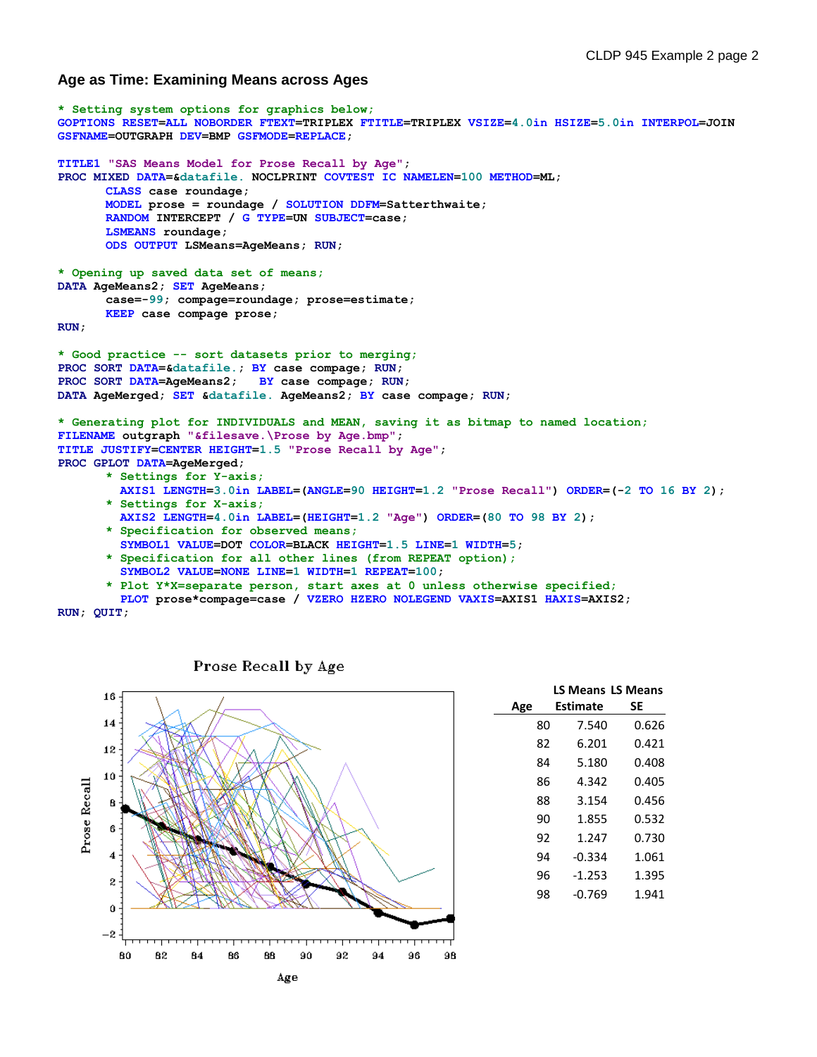## Age as Time: Examining Means across Ages

```
* Setting system options for graphics below;
GOPTIONS RESET=ALL NOBORDER FTEXT=TRIPLEX FTITLE=TRIPLEX VSIZE=4.0in HSIZE=5.0in INTERPOL=JOIN
GSFNAME=OUTGRAPH DEV=BMP GSFMODE=REPLACE;

TITLE1 "SAS Means Model for Prose Recall by Age";
PROC MIXED DATA=&datafile. NOCLPRINT COVTEST IC NAMELEN=100 METHOD=ML;
      CLASS case roundage;
      MODEL prose = roundage / SOLUTION DDFM=Satterthwaite;
      RANDOM INTERCEPT / G TYPE=UN SUBJECT=case;
      LSMEANS roundage;
      ODS OUTPUT LSMeans=AgeMeans; RUN;

* Opening up saved data set of means;
DATA AgeMeans2; SET AgeMeans;
      case=-99; compage=roundage; prose=estimate;
      KEEP case compage prose;
RUN;

* Good practice -- sort datasets prior to merging;
PROC SORT DATA=&datafile.; BY case compage; RUN;
PROC SORT DATA=AgeMeans2;   BY case compage; RUN;
DATA AgeMerged; SET &datafile. AgeMeans2; BY case compage; RUN;

* Generating plot for INDIVIDUALS and MEAN, saving it as bitmap to named location;
FILENAME outgraph "&filesave.\Prose by Age.bmp";
TITLE JUSTIFY=CENTER HEIGHT=1.5 "Prose Recall by Age";
PROC GPLOT DATA=AgeMerged;
      * Settings for Y-axis;
        AXIS1 LENGTH=3.0in LABEL=(ANGLE=90 HEIGHT=1.2 "Prose Recall") ORDER=(-2 TO 16 BY 2);
      * Settings for X-axis;
        AXIS2 LENGTH=4.0in LABEL=(HEIGHT=1.2 "Age") ORDER=(80 TO 98 BY 2);
      * Specification for observed means;
        SYMBOL1 VALUE=DOT COLOR=BLACK HEIGHT=1.5 LINE=1 WIDTH=5;
      * Specification for all other lines (from REPEAT option);
        SYMBOL2 VALUE=NONE LINE=1 WIDTH=1 REPEAT=100;
      * Plot Y*X=separate person, start axes at 0 unless otherwise specified;
        PLOT prose*compage=case / VZERO HZERO NOLEGEND VAXIS=AXIS1 HAXIS=AXIS2;
RUN; QUIT;
```

| Age | LS Means Estimate | LS Means SE |
|---|---|---|
| 80 | 7.540 | 0.626 |
| 82 | 6.201 | 0.421 |
| 84 | 5.180 | 0.408 |
| 86 | 4.342 | 0.405 |
| 88 | 3.154 | 0.456 |
| 90 | 1.855 | 0.532 |
| 92 | 1.247 | 0.730 |
| 94 | -0.334 | 1.061 |
| 96 | -1.253 | 1.395 |
| 98 | -0.769 | 1.941 |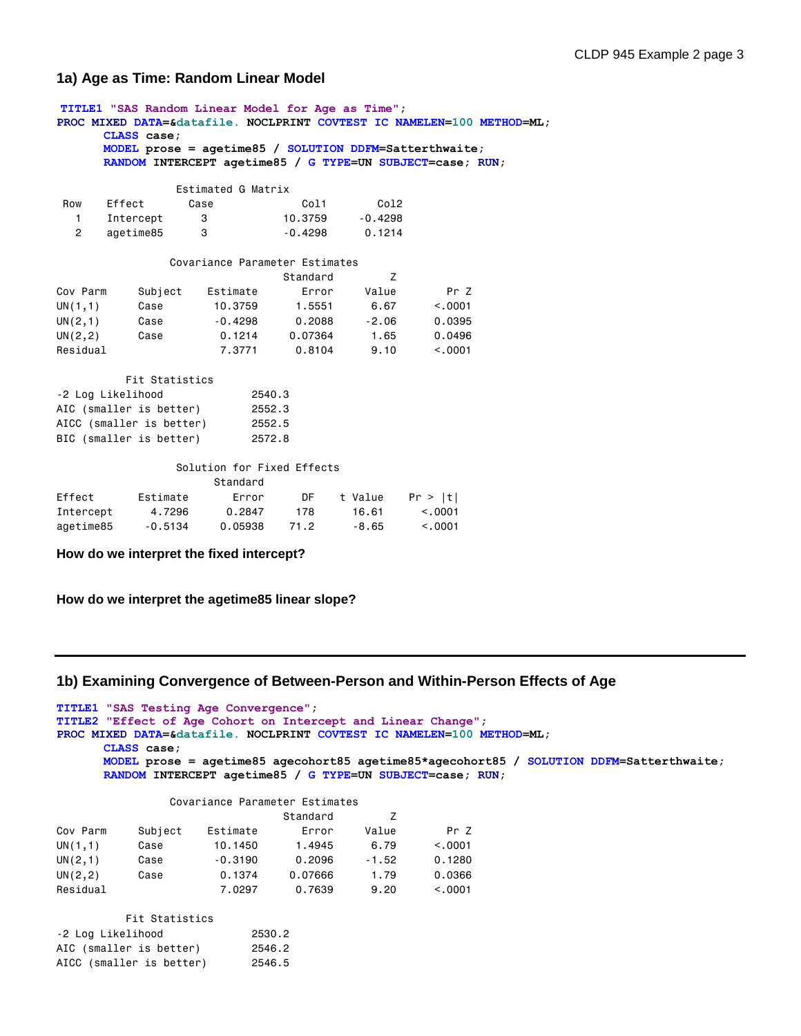## 1a) Age as Time: Random Linear Model

```
TITLE1 "SAS Random Linear Model for Age as Time";
PROC MIXED DATA=&datafile. NOCLPRINT COVTEST IC NAMELEN=100 METHOD=ML;
      CLASS case;
      MODEL prose = agetime85 / SOLUTION DDFM=Satterthwaite;
      RANDOM INTERCEPT agetime85 / G TYPE=UN SUBJECT=case; RUN;
```

Estimated G Matrix

| Row | Effect | Case | Col1 | Col2 |
|---|---|---|---|---|
| 1 | Intercept | 3 | 10.3759 | -0.4298 |
| 2 | agetime85 | 3 | -0.4298 | 0.1214 |

Covariance Parameter Estimates

| Cov Parm | Subject | Estimate | Standard Error | Z Value | Pr Z |
|---|---|---|---|---|---|
| UN(1,1) | Case | 10.3759 | 1.5551 | 6.67 | <.0001 |
| UN(2,1) | Case | -0.4298 | 0.2088 | -2.06 | 0.0395 |
| UN(2,2) | Case | 0.1214 | 0.07364 | 1.65 | 0.0496 |
| Residual | | 7.3771 | 0.8104 | 9.10 | <.0001 |

Fit Statistics

| | |
|---|---|
| -2 Log Likelihood | 2540.3 |
| AIC (smaller is better) | 2552.3 |
| AICC (smaller is better) | 2552.5 |
| BIC (smaller is better) | 2572.8 |

Solution for Fixed Effects

| Effect | Estimate | Standard Error | DF | t Value | Pr > \|t\| |
|---|---|---|---|---|---|
| Intercept | 4.7296 | 0.2847 | 178 | 16.61 | <.0001 |
| agetime85 | -0.5134 | 0.05938 | 71.2 | -8.65 | <.0001 |

**How do we interpret the fixed intercept?**

**How do we interpret the agetime85 linear slope?**

---

## 1b) Examining Convergence of Between-Person and Within-Person Effects of Age

```
TITLE1 "SAS Testing Age Convergence";
TITLE2 "Effect of Age Cohort on Intercept and Linear Change";
PROC MIXED DATA=&datafile. NOCLPRINT COVTEST IC NAMELEN=100 METHOD=ML;
      CLASS case;
      MODEL prose = agetime85 agecohort85 agetime85*agecohort85 / SOLUTION DDFM=Satterthwaite;
      RANDOM INTERCEPT agetime85 / G TYPE=UN SUBJECT=case; RUN;
```

Covariance Parameter Estimates

| Cov Parm | Subject | Estimate | Standard Error | Z Value | Pr Z |
|---|---|---|---|---|---|
| UN(1,1) | Case | 10.1450 | 1.4945 | 6.79 | <.0001 |
| UN(2,1) | Case | -0.3190 | 0.2096 | -1.52 | 0.1280 |
| UN(2,2) | Case | 0.1374 | 0.07666 | 1.79 | 0.0366 |
| Residual | | 7.0297 | 0.7639 | 9.20 | <.0001 |

Fit Statistics

| | |
|---|---|
| -2 Log Likelihood | 2530.2 |
| AIC (smaller is better) | 2546.2 |
| AICC (smaller is better) | 2546.5 |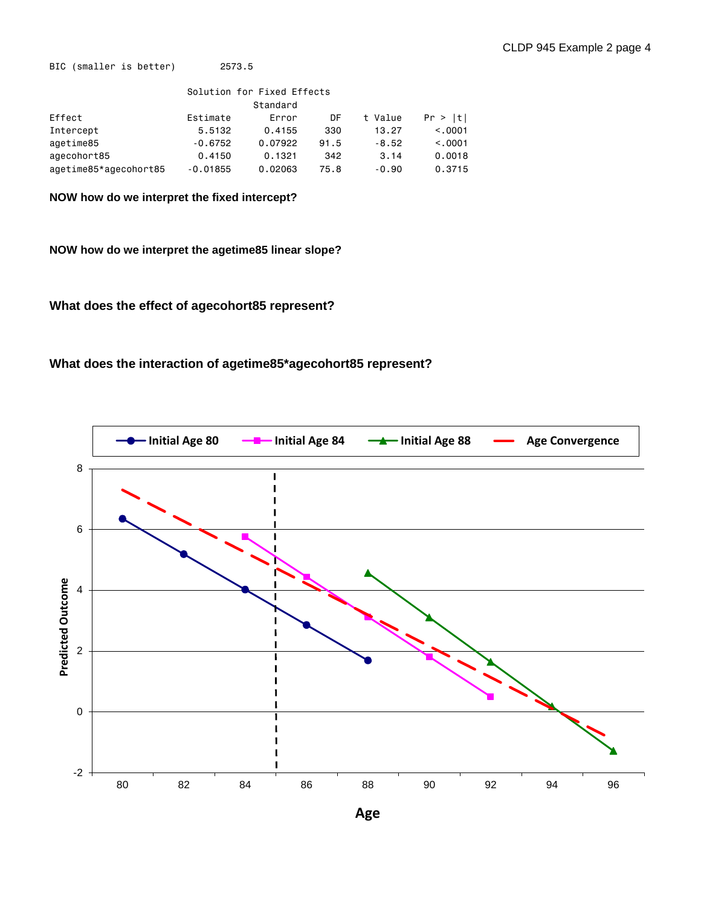```
BIC (smaller is better)        2573.5
```

**Solution for Fixed Effects**

| Effect | Estimate | Standard Error | DF | t Value | Pr > \|t\| |
|---|---|---|---|---|---|
| Intercept | 5.5132 | 0.4155 | 330 | 13.27 | <.0001 |
| agetime85 | -0.6752 | 0.07922 | 91.5 | -8.52 | <.0001 |
| agecohort85 | 0.4150 | 0.1321 | 342 | 3.14 | 0.0018 |
| agetime85*agecohort85 | -0.01855 | 0.02063 | 75.8 | -0.90 | 0.3715 |

**NOW how do we interpret the fixed intercept?**

**NOW how do we interpret the agetime85 linear slope?**

**What does the effect of agecohort85 represent?**

**What does the interaction of agetime85*agecohort85 represent?**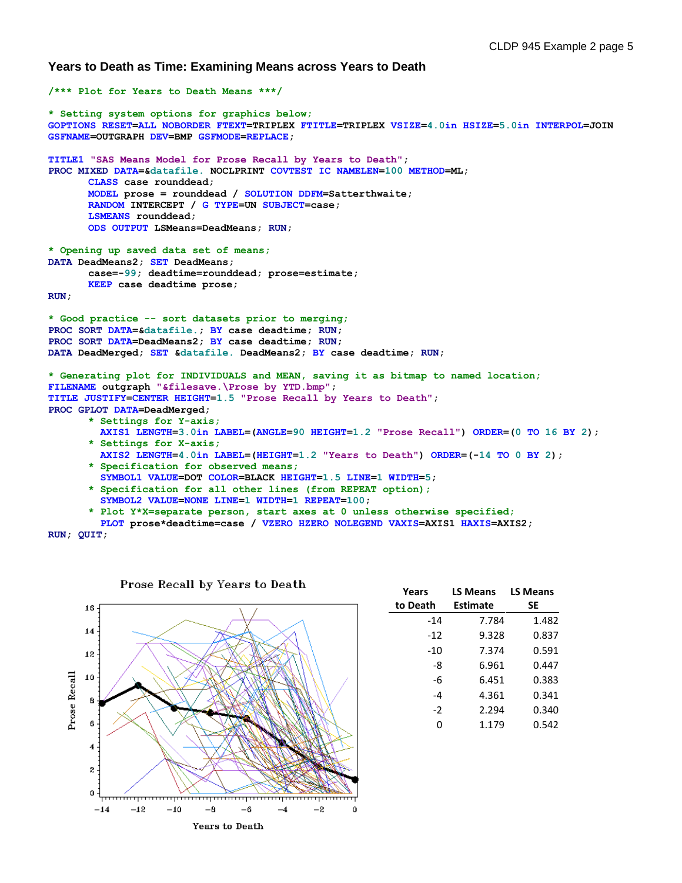### Years to Death as Time: Examining Means across Years to Death

```
/*** Plot for Years to Death Means ***/

* Setting system options for graphics below;
GOPTIONS RESET=ALL NOBORDER FTEXT=TRIPLEX FTITLE=TRIPLEX VSIZE=4.0in HSIZE=5.0in INTERPOL=JOIN
GSFNAME=OUTGRAPH DEV=BMP GSFMODE=REPLACE;

TITLE1 "SAS Means Model for Prose Recall by Years to Death";
PROC MIXED DATA=&datafile. NOCLPRINT COVTEST IC NAMELEN=100 METHOD=ML;
       CLASS case rounddead;
       MODEL prose = rounddead / SOLUTION DDFM=Satterthwaite;
       RANDOM INTERCEPT / G TYPE=UN SUBJECT=case;
       LSMEANS rounddead;
       ODS OUTPUT LSMeans=DeadMeans; RUN;

* Opening up saved data set of means;
DATA DeadMeans2; SET DeadMeans;
       case=-99; deadtime=rounddead; prose=estimate;
       KEEP case deadtime prose;
RUN;

* Good practice -- sort datasets prior to merging;
PROC SORT DATA=&datafile.; BY case deadtime; RUN;
PROC SORT DATA=DeadMeans2; BY case deadtime; RUN;
DATA DeadMerged; SET &datafile. DeadMeans2; BY case deadtime; RUN;

* Generating plot for INDIVIDUALS and MEAN, saving it as bitmap to named location;
FILENAME outgraph "&filesave.\Prose by YTD.bmp";
TITLE JUSTIFY=CENTER HEIGHT=1.5 "Prose Recall by Years to Death";
PROC GPLOT DATA=DeadMerged;
       * Settings for Y-axis;
         AXIS1 LENGTH=3.0in LABEL=(ANGLE=90 HEIGHT=1.2 "Prose Recall") ORDER=(0 TO 16 BY 2);
       * Settings for X-axis;
         AXIS2 LENGTH=4.0in LABEL=(HEIGHT=1.2 "Years to Death") ORDER=(-14 TO 0 BY 2);
       * Specification for observed means;
         SYMBOL1 VALUE=DOT COLOR=BLACK HEIGHT=1.5 LINE=1 WIDTH=5;
       * Specification for all other lines (from REPEAT option);
         SYMBOL2 VALUE=NONE LINE=1 WIDTH=1 REPEAT=100;
       * Plot Y*X=separate person, start axes at 0 unless otherwise specified;
         PLOT prose*deadtime=case / VZERO HZERO NOLEGEND VAXIS=AXIS1 HAXIS=AXIS2;
RUN; QUIT;
```

| Years to Death | LS Means Estimate | LS Means SE |
|---|---|---|
| -14 | 7.784 | 1.482 |
| -12 | 9.328 | 0.837 |
| -10 | 7.374 | 0.591 |
| -8 | 6.961 | 0.447 |
| -6 | 6.451 | 0.383 |
| -4 | 4.361 | 0.341 |
| -2 | 2.294 | 0.340 |
| 0 | 1.179 | 0.542 |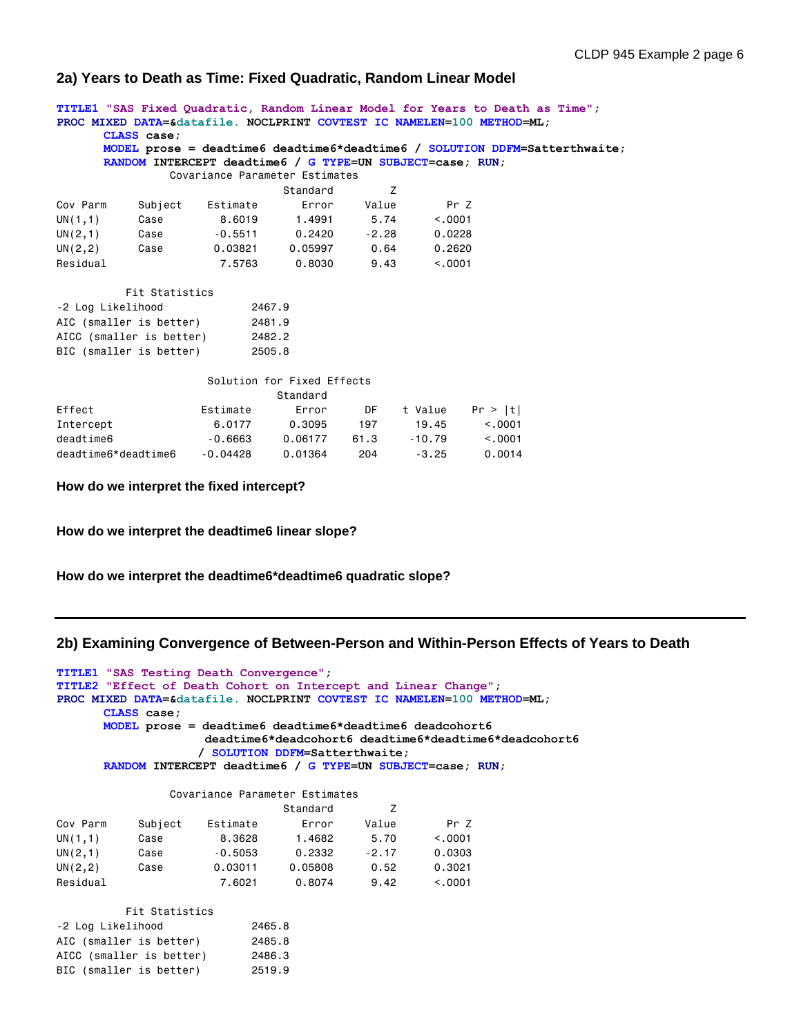## 2a) Years to Death as Time: Fixed Quadratic, Random Linear Model

```
TITLE1 "SAS Fixed Quadratic, Random Linear Model for Years to Death as Time";
PROC MIXED DATA=&datafile. NOCLPRINT COVTEST IC NAMELEN=100 METHOD=ML;
      CLASS case;
      MODEL prose = deadtime6 deadtime6*deadtime6 / SOLUTION DDFM=Satterthwaite;
      RANDOM INTERCEPT deadtime6 / G TYPE=UN SUBJECT=case; RUN;
```

Covariance Parameter Estimates

| Cov Parm | Subject | Estimate | Standard Error | Z Value | Pr Z |
|---|---|---|---|---|---|
| UN(1,1) | Case | 8.6019 | 1.4991 | 5.74 | <.0001 |
| UN(2,1) | Case | -0.5511 | 0.2420 | -2.28 | 0.0228 |
| UN(2,2) | Case | 0.03821 | 0.05997 | 0.64 | 0.2620 |
| Residual | | 7.5763 | 0.8030 | 9.43 | <.0001 |

Fit Statistics

| | |
|---|---|
| -2 Log Likelihood | 2467.9 |
| AIC (smaller is better) | 2481.9 |
| AICC (smaller is better) | 2482.2 |
| BIC (smaller is better) | 2505.8 |

Solution for Fixed Effects

| Effect | Estimate | Standard Error | DF | t Value | Pr > \|t\| |
|---|---|---|---|---|---|
| Intercept | 6.0177 | 0.3095 | 197 | 19.45 | <.0001 |
| deadtime6 | -0.6663 | 0.06177 | 61.3 | -10.79 | <.0001 |
| deadtime6*deadtime6 | -0.04428 | 0.01364 | 204 | -3.25 | 0.0014 |

**How do we interpret the fixed intercept?**

**How do we interpret the deadtime6 linear slope?**

**How do we interpret the deadtime6*deadtime6 quadratic slope?**

---

## 2b) Examining Convergence of Between-Person and Within-Person Effects of Years to Death

```
TITLE1 "SAS Testing Death Convergence";
TITLE2 "Effect of Death Cohort on Intercept and Linear Change";
PROC MIXED DATA=&datafile. NOCLPRINT COVTEST IC NAMELEN=100 METHOD=ML;
      CLASS case;
      MODEL prose = deadtime6 deadtime6*deadtime6 deadcohort6
                    deadtime6*deadcohort6 deadtime6*deadtime6*deadcohort6
                   / SOLUTION DDFM=Satterthwaite;
      RANDOM INTERCEPT deadtime6 / G TYPE=UN SUBJECT=case; RUN;
```

Covariance Parameter Estimates

| Cov Parm | Subject | Estimate | Standard Error | Z Value | Pr Z |
|---|---|---|---|---|---|
| UN(1,1) | Case | 8.3628 | 1.4682 | 5.70 | <.0001 |
| UN(2,1) | Case | -0.5053 | 0.2332 | -2.17 | 0.0303 |
| UN(2,2) | Case | 0.03011 | 0.05808 | 0.52 | 0.3021 |
| Residual | | 7.6021 | 0.8074 | 9.42 | <.0001 |

Fit Statistics

| | |
|---|---|
| -2 Log Likelihood | 2465.8 |
| AIC (smaller is better) | 2485.8 |
| AICC (smaller is better) | 2486.3 |
| BIC (smaller is better) | 2519.9 |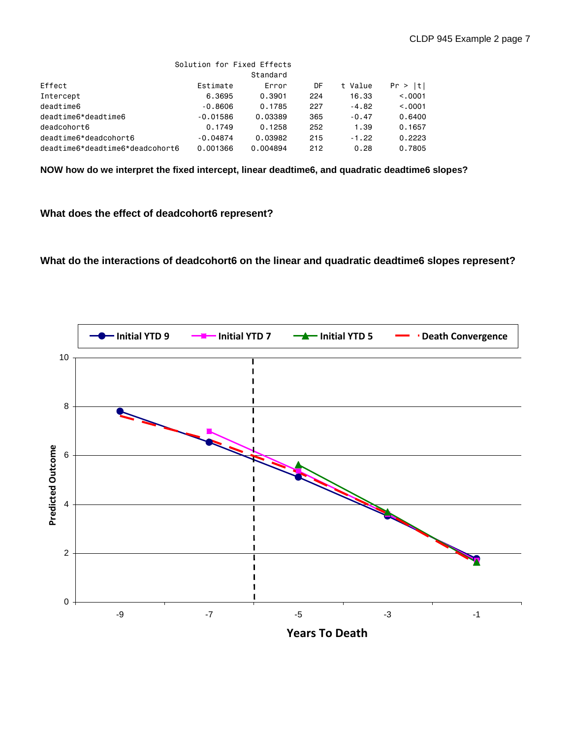Solution for Fixed Effects

| Effect | Estimate | Standard Error | DF | t Value | Pr > \|t\| |
|---|---|---|---|---|---|
| Intercept | 6.3695 | 0.3901 | 224 | 16.33 | <.0001 |
| deadtime6 | -0.8606 | 0.1785 | 227 | -4.82 | <.0001 |
| deadtime6*deadtime6 | -0.01586 | 0.03389 | 365 | -0.47 | 0.6400 |
| deadcohort6 | 0.1749 | 0.1258 | 252 | 1.39 | 0.1657 |
| deadtime6*deadcohort6 | -0.04874 | 0.03982 | 215 | -1.22 | 0.2223 |
| deadtime6*deadtime6*deadcohort6 | 0.001366 | 0.004894 | 212 | 0.28 | 0.7805 |

**NOW how do we interpret the fixed intercept, linear deadtime6, and quadratic deadtime6 slopes?**

**What does the effect of deadcohort6 represent?**

**What do the interactions of deadcohort6 on the linear and quadratic deadtime6 slopes represent?**

Legend: Initial YTD 9, Initial YTD 7, Initial YTD 5, Death Convergence

Predicted Outcome (y-axis, 0–10)

Years To Death (x-axis, -9 to -1)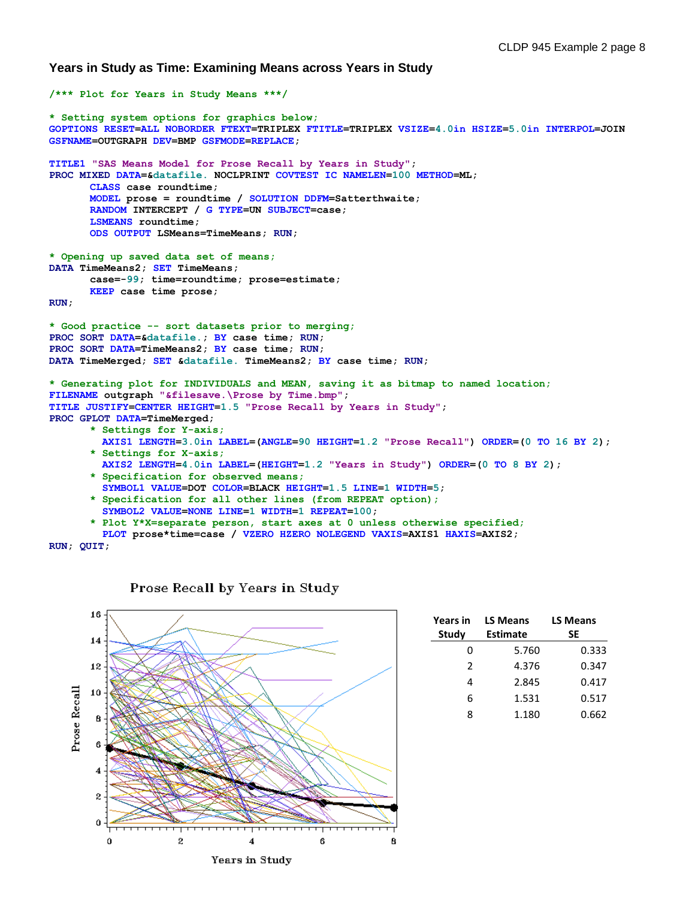### Years in Study as Time: Examining Means across Years in Study

```
/*** Plot for Years in Study Means ***/

* Setting system options for graphics below;
GOPTIONS RESET=ALL NOBORDER FTEXT=TRIPLEX FTITLE=TRIPLEX VSIZE=4.0in HSIZE=5.0in INTERPOL=JOIN
GSFNAME=OUTGRAPH DEV=BMP GSFMODE=REPLACE;

TITLE1 "SAS Means Model for Prose Recall by Years in Study";
PROC MIXED DATA=&datafile. NOCLPRINT COVTEST IC NAMELEN=100 METHOD=ML;
       CLASS case roundtime;
       MODEL prose = roundtime / SOLUTION DDFM=Satterthwaite;
       RANDOM INTERCEPT / G TYPE=UN SUBJECT=case;
       LSMEANS roundtime;
       ODS OUTPUT LSMeans=TimeMeans; RUN;

* Opening up saved data set of means;
DATA TimeMeans2; SET TimeMeans;
       case=-99; time=roundtime; prose=estimate;
       KEEP case time prose;
RUN;

* Good practice -- sort datasets prior to merging;
PROC SORT DATA=&datafile.; BY case time; RUN;
PROC SORT DATA=TimeMeans2; BY case time; RUN;
DATA TimeMerged; SET &datafile. TimeMeans2; BY case time; RUN;

* Generating plot for INDIVIDUALS and MEAN, saving it as bitmap to named location;
FILENAME outgraph "&filesave.\Prose by Time.bmp";
TITLE JUSTIFY=CENTER HEIGHT=1.5 "Prose Recall by Years in Study";
PROC GPLOT DATA=TimeMerged;
       * Settings for Y-axis;
         AXIS1 LENGTH=3.0in LABEL=(ANGLE=90 HEIGHT=1.2 "Prose Recall") ORDER=(0 TO 16 BY 2);
       * Settings for X-axis;
         AXIS2 LENGTH=4.0in LABEL=(HEIGHT=1.2 "Years in Study") ORDER=(0 TO 8 BY 2);
       * Specification for observed means;
         SYMBOL1 VALUE=DOT COLOR=BLACK HEIGHT=1.5 LINE=1 WIDTH=5;
       * Specification for all other lines (from REPEAT option);
         SYMBOL2 VALUE=NONE LINE=1 WIDTH=1 REPEAT=100;
       * Plot Y*X=separate person, start axes at 0 unless otherwise specified;
         PLOT prose*time=case / VZERO HZERO NOLEGEND VAXIS=AXIS1 HAXIS=AXIS2;
RUN; QUIT;
```

| Years in Study | LS Means Estimate | LS Means SE |
|---|---|---|
| 0 | 5.760 | 0.333 |
| 2 | 4.376 | 0.347 |
| 4 | 2.845 | 0.417 |
| 6 | 1.531 | 0.517 |
| 8 | 1.180 | 0.662 |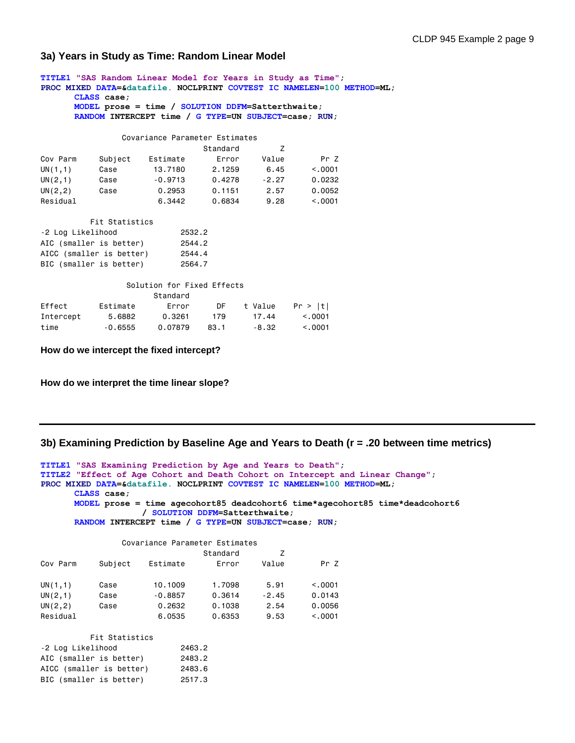### 3a) Years in Study as Time: Random Linear Model

```
TITLE1 "SAS Random Linear Model for Years in Study as Time";
PROC MIXED DATA=&datafile. NOCLPRINT COVTEST IC NAMELEN=100 METHOD=ML;
      CLASS case;
      MODEL prose = time / SOLUTION DDFM=Satterthwaite;
      RANDOM INTERCEPT time / G TYPE=UN SUBJECT=case; RUN;
```

Covariance Parameter Estimates

| Cov Parm | Subject | Estimate | Standard Error | Z Value | Pr Z |
|---|---|---|---|---|---|
| UN(1,1) | Case | 13.7180 | 2.1259 | 6.45 | <.0001 |
| UN(2,1) | Case | -0.9713 | 0.4278 | -2.27 | 0.0232 |
| UN(2,2) | Case | 0.2953 | 0.1151 | 2.57 | 0.0052 |
| Residual | | 6.3442 | 0.6834 | 9.28 | <.0001 |

Fit Statistics

| | |
|---|---|
| -2 Log Likelihood | 2532.2 |
| AIC (smaller is better) | 2544.2 |
| AICC (smaller is better) | 2544.4 |
| BIC (smaller is better) | 2564.7 |

Solution for Fixed Effects

| Effect | Estimate | Standard Error | DF | t Value | Pr > \|t\| |
|---|---|---|---|---|---|
| Intercept | 5.6882 | 0.3261 | 179 | 17.44 | <.0001 |
| time | -0.6555 | 0.07879 | 83.1 | -8.32 | <.0001 |

**How do we intercept the fixed intercept?**

**How do we interpret the time linear slope?**

---

### 3b) Examining Prediction by Baseline Age and Years to Death (r = .20 between time metrics)

```
TITLE1 "SAS Examining Prediction by Age and Years to Death";
TITLE2 "Effect of Age Cohort and Death Cohort on Intercept and Linear Change";
PROC MIXED DATA=&datafile. NOCLPRINT COVTEST IC NAMELEN=100 METHOD=ML;
      CLASS case;
      MODEL prose = time agecohort85 deadcohort6 time*agecohort85 time*deadcohort6
                  / SOLUTION DDFM=Satterthwaite;
      RANDOM INTERCEPT time / G TYPE=UN SUBJECT=case; RUN;
```

Covariance Parameter Estimates

| Cov Parm | Subject | Estimate | Standard Error | Z Value | Pr Z |
|---|---|---|---|---|---|
| UN(1,1) | Case | 10.1009 | 1.7098 | 5.91 | <.0001 |
| UN(2,1) | Case | -0.8857 | 0.3614 | -2.45 | 0.0143 |
| UN(2,2) | Case | 0.2632 | 0.1038 | 2.54 | 0.0056 |
| Residual | | 6.0535 | 0.6353 | 9.53 | <.0001 |

Fit Statistics

| | |
|---|---|
| -2 Log Likelihood | 2463.2 |
| AIC (smaller is better) | 2483.2 |
| AICC (smaller is better) | 2483.6 |
| BIC (smaller is better) | 2517.3 |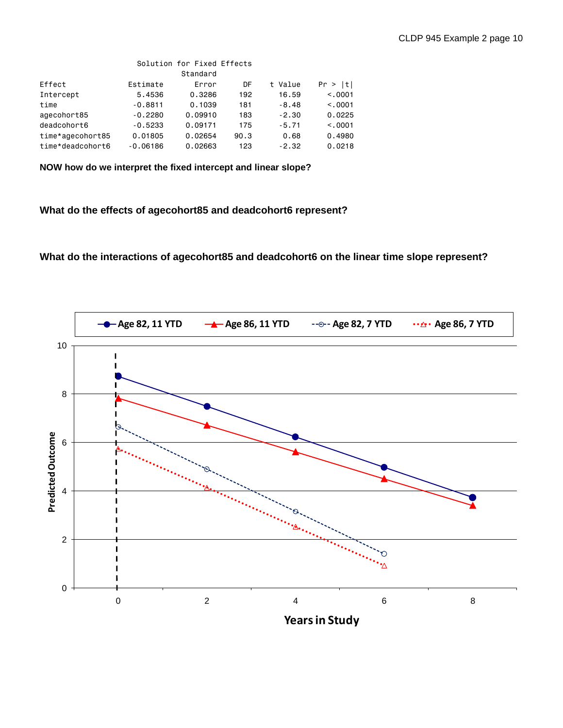Solution for Fixed Effects

| Effect | Estimate | Standard Error | DF | t Value | Pr > \|t\| |
|---|---|---|---|---|---|
| Intercept | 5.4536 | 0.3286 | 192 | 16.59 | <.0001 |
| time | -0.8811 | 0.1039 | 181 | -8.48 | <.0001 |
| agecohort85 | -0.2280 | 0.09910 | 183 | -2.30 | 0.0225 |
| deadcohort6 | -0.5233 | 0.09171 | 175 | -5.71 | <.0001 |
| time*agecohort85 | 0.01805 | 0.02654 | 90.3 | 0.68 | 0.4980 |
| time*deadcohort6 | -0.06186 | 0.02663 | 123 | -2.32 | 0.0218 |

**NOW how do we interpret the fixed intercept and linear slope?**

**What do the effects of agecohort85 and deadcohort6 represent?**

**What do the interactions of agecohort85 and deadcohort6 on the linear time slope represent?**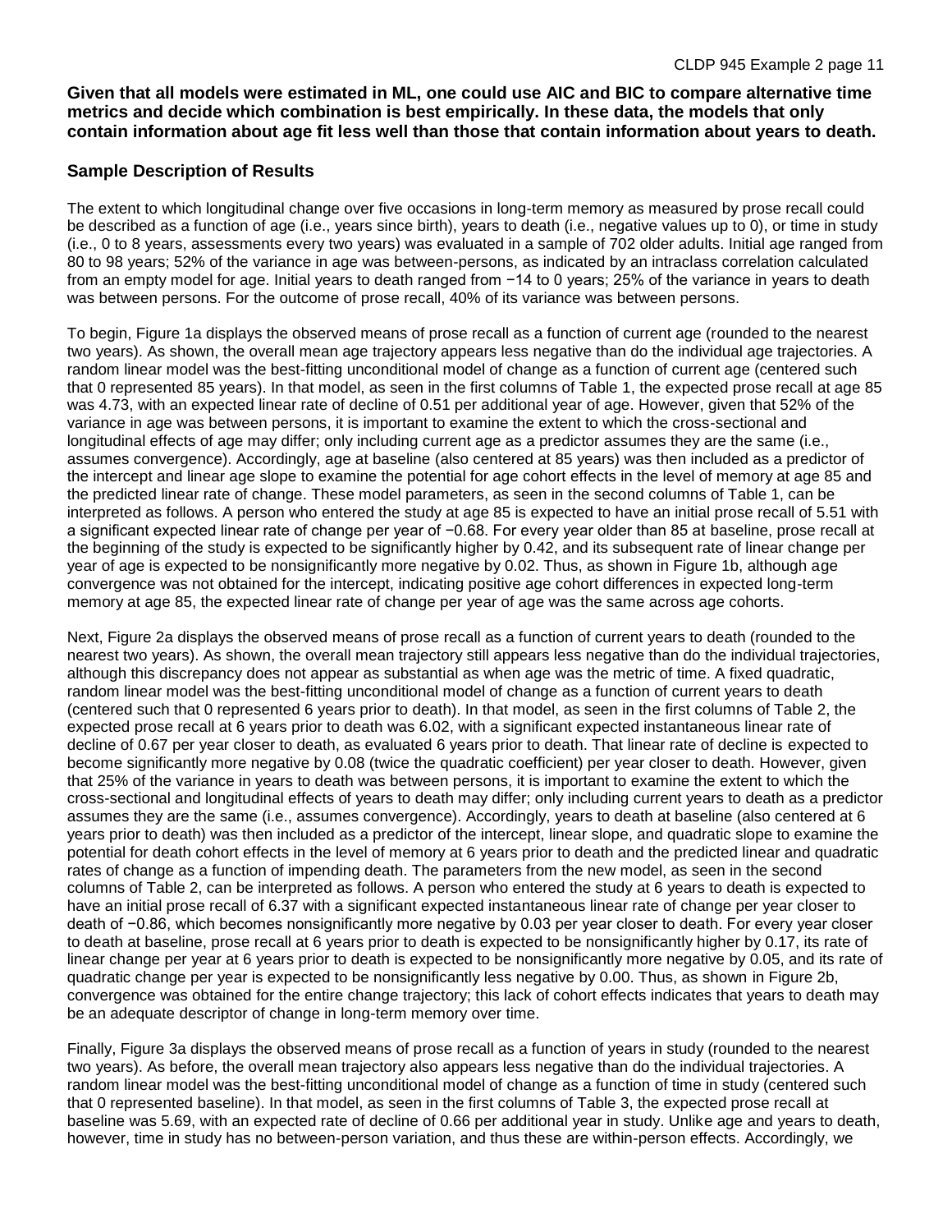**Given that all models were estimated in ML, one could use AIC and BIC to compare alternative time metrics and decide which combination is best empirically. In these data, the models that only contain information about age fit less well than those that contain information about years to death.**

## Sample Description of Results

The extent to which longitudinal change over five occasions in long-term memory as measured by prose recall could be described as a function of age (i.e., years since birth), years to death (i.e., negative values up to 0), or time in study (i.e., 0 to 8 years, assessments every two years) was evaluated in a sample of 702 older adults. Initial age ranged from 80 to 98 years; 52% of the variance in age was between-persons, as indicated by an intraclass correlation calculated from an empty model for age. Initial years to death ranged from −14 to 0 years; 25% of the variance in years to death was between persons. For the outcome of prose recall, 40% of its variance was between persons.

To begin, Figure 1a displays the observed means of prose recall as a function of current age (rounded to the nearest two years). As shown, the overall mean age trajectory appears less negative than do the individual age trajectories. A random linear model was the best-fitting unconditional model of change as a function of current age (centered such that 0 represented 85 years). In that model, as seen in the first columns of Table 1, the expected prose recall at age 85 was 4.73, with an expected linear rate of decline of 0.51 per additional year of age. However, given that 52% of the variance in age was between persons, it is important to examine the extent to which the cross-sectional and longitudinal effects of age may differ; only including current age as a predictor assumes they are the same (i.e., assumes convergence). Accordingly, age at baseline (also centered at 85 years) was then included as a predictor of the intercept and linear age slope to examine the potential for age cohort effects in the level of memory at age 85 and the predicted linear rate of change. These model parameters, as seen in the second columns of Table 1, can be interpreted as follows. A person who entered the study at age 85 is expected to have an initial prose recall of 5.51 with a significant expected linear rate of change per year of −0.68. For every year older than 85 at baseline, prose recall at the beginning of the study is expected to be significantly higher by 0.42, and its subsequent rate of linear change per year of age is expected to be nonsignificantly more negative by 0.02. Thus, as shown in Figure 1b, although age convergence was not obtained for the intercept, indicating positive age cohort differences in expected long-term memory at age 85, the expected linear rate of change per year of age was the same across age cohorts.

Next, Figure 2a displays the observed means of prose recall as a function of current years to death (rounded to the nearest two years). As shown, the overall mean trajectory still appears less negative than do the individual trajectories, although this discrepancy does not appear as substantial as when age was the metric of time. A fixed quadratic, random linear model was the best-fitting unconditional model of change as a function of current years to death (centered such that 0 represented 6 years prior to death). In that model, as seen in the first columns of Table 2, the expected prose recall at 6 years prior to death was 6.02, with a significant expected instantaneous linear rate of decline of 0.67 per year closer to death, as evaluated 6 years prior to death. That linear rate of decline is expected to become significantly more negative by 0.08 (twice the quadratic coefficient) per year closer to death. However, given that 25% of the variance in years to death was between persons, it is important to examine the extent to which the cross-sectional and longitudinal effects of years to death may differ; only including current years to death as a predictor assumes they are the same (i.e., assumes convergence). Accordingly, years to death at baseline (also centered at 6 years prior to death) was then included as a predictor of the intercept, linear slope, and quadratic slope to examine the potential for death cohort effects in the level of memory at 6 years prior to death and the predicted linear and quadratic rates of change as a function of impending death. The parameters from the new model, as seen in the second columns of Table 2, can be interpreted as follows. A person who entered the study at 6 years to death is expected to have an initial prose recall of 6.37 with a significant expected instantaneous linear rate of change per year closer to death of −0.86, which becomes nonsignificantly more negative by 0.03 per year closer to death. For every year closer to death at baseline, prose recall at 6 years prior to death is expected to be nonsignificantly higher by 0.17, its rate of linear change per year at 6 years prior to death is expected to be nonsignificantly more negative by 0.05, and its rate of quadratic change per year is expected to be nonsignificantly less negative by 0.00. Thus, as shown in Figure 2b, convergence was obtained for the entire change trajectory; this lack of cohort effects indicates that years to death may be an adequate descriptor of change in long-term memory over time.

Finally, Figure 3a displays the observed means of prose recall as a function of years in study (rounded to the nearest two years). As before, the overall mean trajectory also appears less negative than do the individual trajectories. A random linear model was the best-fitting unconditional model of change as a function of time in study (centered such that 0 represented baseline). In that model, as seen in the first columns of Table 3, the expected prose recall at baseline was 5.69, with an expected rate of decline of 0.66 per additional year in study. Unlike age and years to death, however, time in study has no between-person variation, and thus these are within-person effects. Accordingly, we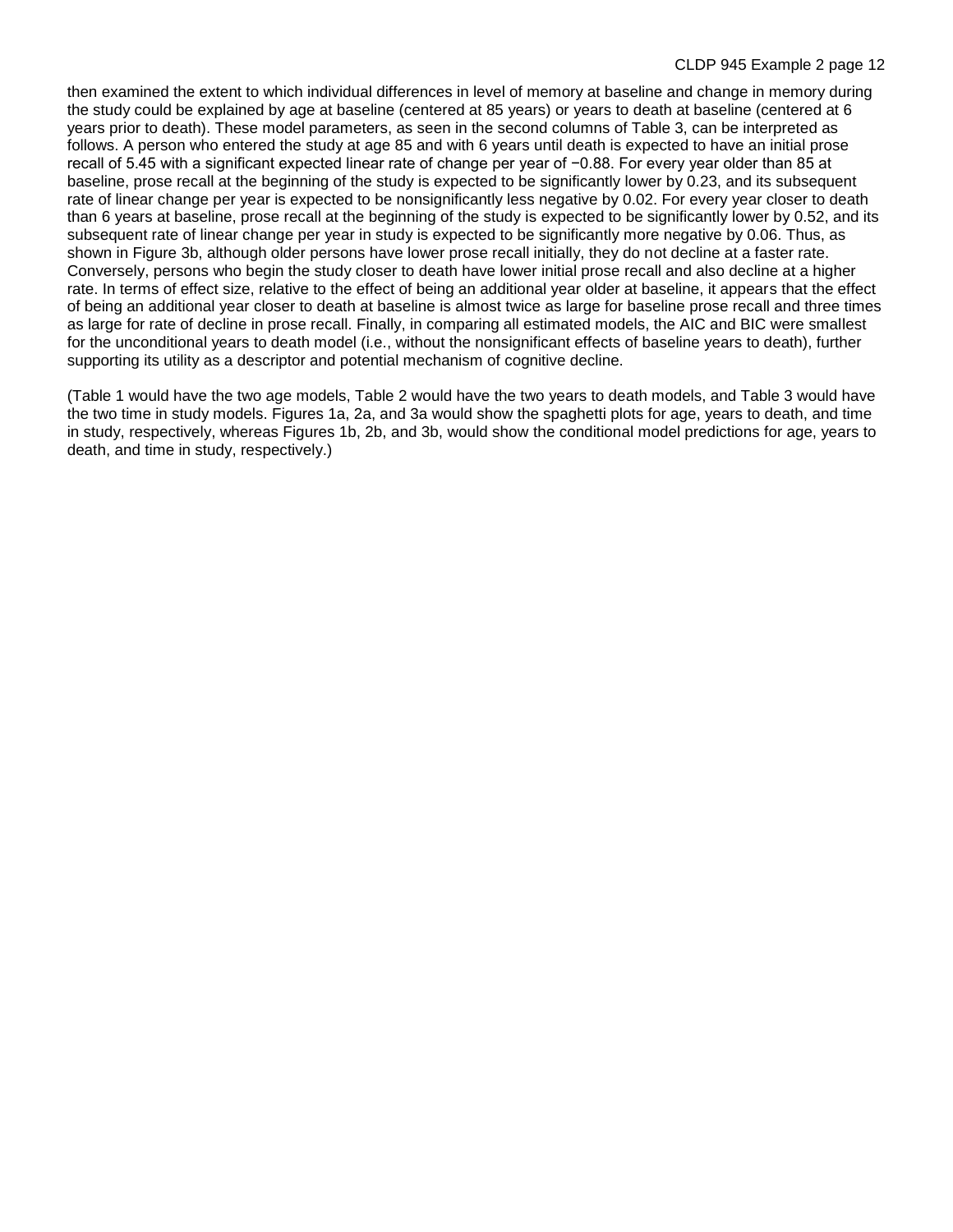then examined the extent to which individual differences in level of memory at baseline and change in memory during the study could be explained by age at baseline (centered at 85 years) or years to death at baseline (centered at 6 years prior to death). These model parameters, as seen in the second columns of Table 3, can be interpreted as follows. A person who entered the study at age 85 and with 6 years until death is expected to have an initial prose recall of 5.45 with a significant expected linear rate of change per year of −0.88. For every year older than 85 at baseline, prose recall at the beginning of the study is expected to be significantly lower by 0.23, and its subsequent rate of linear change per year is expected to be nonsignificantly less negative by 0.02. For every year closer to death than 6 years at baseline, prose recall at the beginning of the study is expected to be significantly lower by 0.52, and its subsequent rate of linear change per year in study is expected to be significantly more negative by 0.06. Thus, as shown in Figure 3b, although older persons have lower prose recall initially, they do not decline at a faster rate. Conversely, persons who begin the study closer to death have lower initial prose recall and also decline at a higher rate. In terms of effect size, relative to the effect of being an additional year older at baseline, it appears that the effect of being an additional year closer to death at baseline is almost twice as large for baseline prose recall and three times as large for rate of decline in prose recall. Finally, in comparing all estimated models, the AIC and BIC were smallest for the unconditional years to death model (i.e., without the nonsignificant effects of baseline years to death), further supporting its utility as a descriptor and potential mechanism of cognitive decline.

(Table 1 would have the two age models, Table 2 would have the two years to death models, and Table 3 would have the two time in study models. Figures 1a, 2a, and 3a would show the spaghetti plots for age, years to death, and time in study, respectively, whereas Figures 1b, 2b, and 3b, would show the conditional model predictions for age, years to death, and time in study, respectively.)